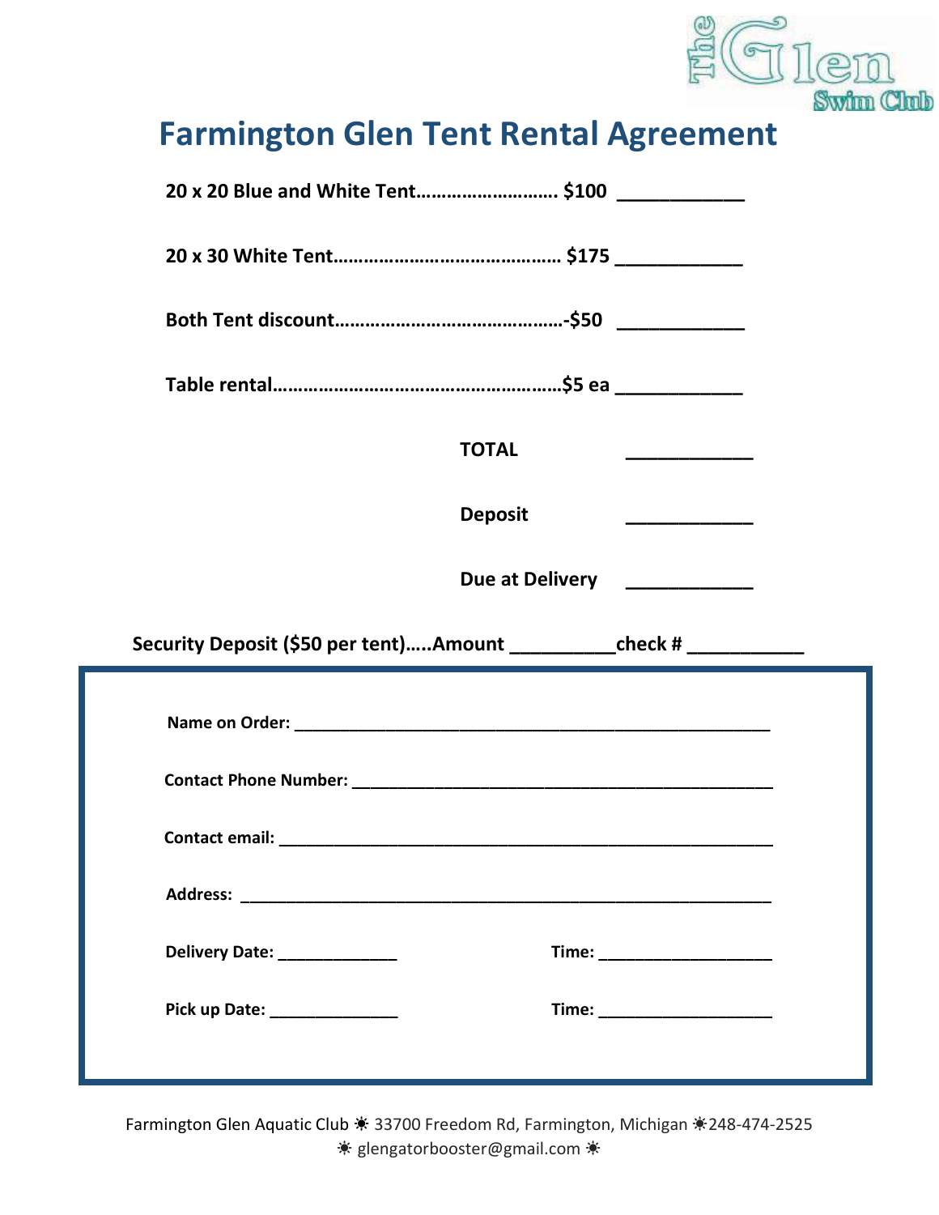The Glen Swim Club

# Farmington Glen Tent Rental Agreement

**20 x 20 Blue and White Tent……………………… $100** ____________

**20 x 30 White Tent……………………………………… $175** ____________

**Both Tent discount………………………………………-$50** ____________

**Table rental…………………………………………………$5 ea** ____________

**TOTAL** ____________

**Deposit** ____________

**Due at Delivery** ____________

**Security Deposit ($50 per tent)…..Amount** __________**check #** ___________

**Name on Order:** ______________________________________________________

**Contact Phone Number:** ________________________________________________

**Contact email:** _______________________________________________________

**Address:** ____________________________________________________________

**Delivery Date:** _____________ **Time:** ___________________

**Pick up Date:** ______________ **Time:** ___________________

Farmington Glen Aquatic Club ☀ 33700 Freedom Rd, Farmington, Michigan ☀248-474-2525
☀ glengatorbooster@gmail.com ☀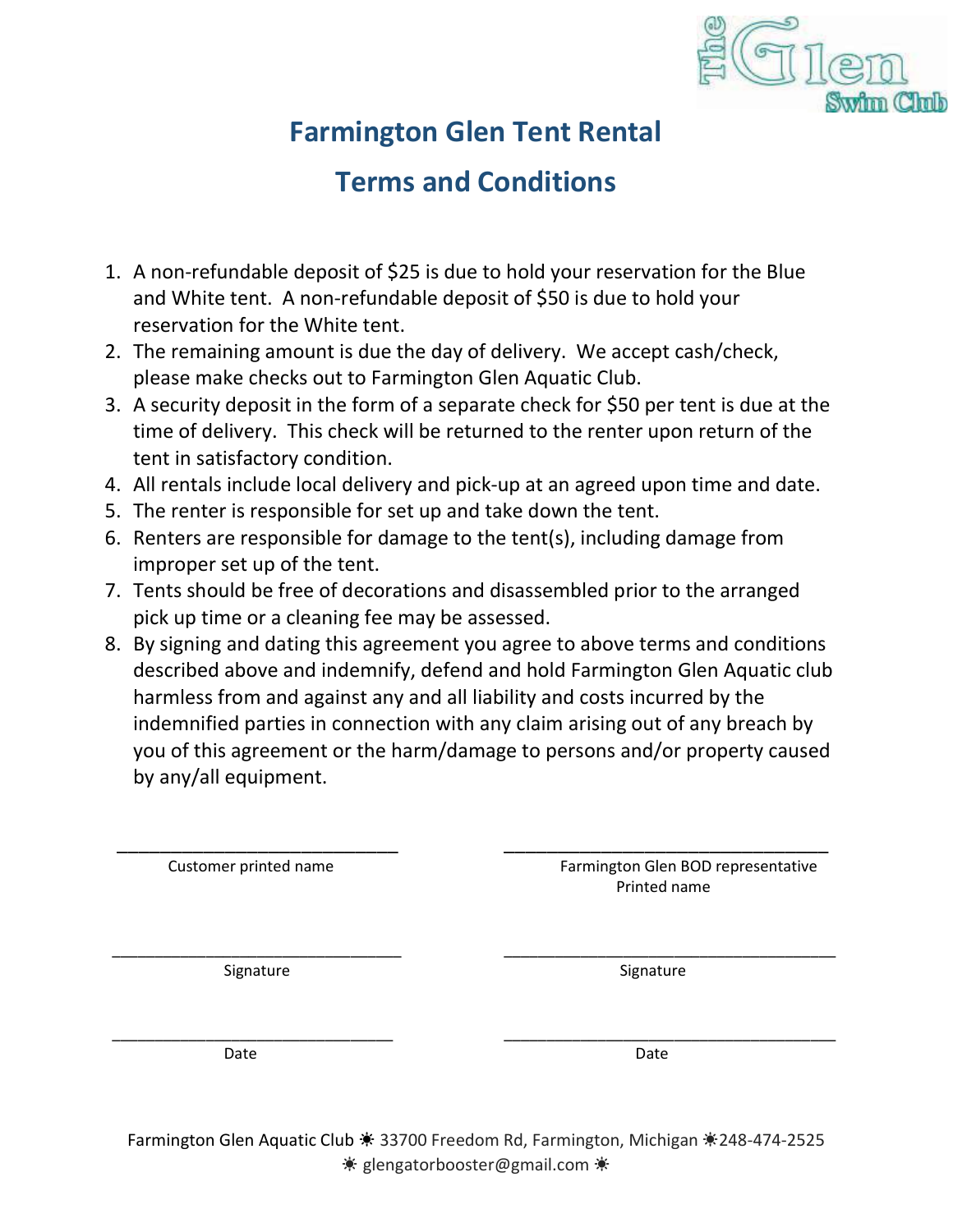# Farmington Glen Tent Rental

## Terms and Conditions

1. A non-refundable deposit of $25 is due to hold your reservation for the Blue and White tent. A non-refundable deposit of $50 is due to hold your reservation for the White tent.
2. The remaining amount is due the day of delivery. We accept cash/check, please make checks out to Farmington Glen Aquatic Club.
3. A security deposit in the form of a separate check for $50 per tent is due at the time of delivery. This check will be returned to the renter upon return of the tent in satisfactory condition.
4. All rentals include local delivery and pick-up at an agreed upon time and date.
5. The renter is responsible for set up and take down the tent.
6. Renters are responsible for damage to the tent(s), including damage from improper set up of the tent.
7. Tents should be free of decorations and disassembled prior to the arranged pick up time or a cleaning fee may be assessed.
8. By signing and dating this agreement you agree to above terms and conditions described above and indemnify, defend and hold Farmington Glen Aquatic club harmless from and against any and all liability and costs incurred by the indemnified parties in connection with any claim arising out of any breach by you of this agreement or the harm/damage to persons and/or property caused by any/all equipment.

\_\_\_\_\_\_\_\_\_\_\_\_\_\_\_\_\_\_\_\_\_\_\_\_\_\_\_\_\_\_ Customer printed name

\_\_\_\_\_\_\_\_\_\_\_\_\_\_\_\_\_\_\_\_\_\_\_\_\_\_\_\_\_\_ Farmington Glen BOD representative Printed name

\_\_\_\_\_\_\_\_\_\_\_\_\_\_\_\_\_\_\_\_\_\_\_\_\_\_\_\_\_\_ Signature

\_\_\_\_\_\_\_\_\_\_\_\_\_\_\_\_\_\_\_\_\_\_\_\_\_\_\_\_\_\_ Signature

\_\_\_\_\_\_\_\_\_\_\_\_\_\_\_\_\_\_\_\_\_\_\_\_\_\_\_\_\_\_ Date

\_\_\_\_\_\_\_\_\_\_\_\_\_\_\_\_\_\_\_\_\_\_\_\_\_\_\_\_\_\_ Date

Farmington Glen Aquatic Club ☀ 33700 Freedom Rd, Farmington, Michigan ☀ 248-474-2525 ☀ glengatorbooster@gmail.com ☀